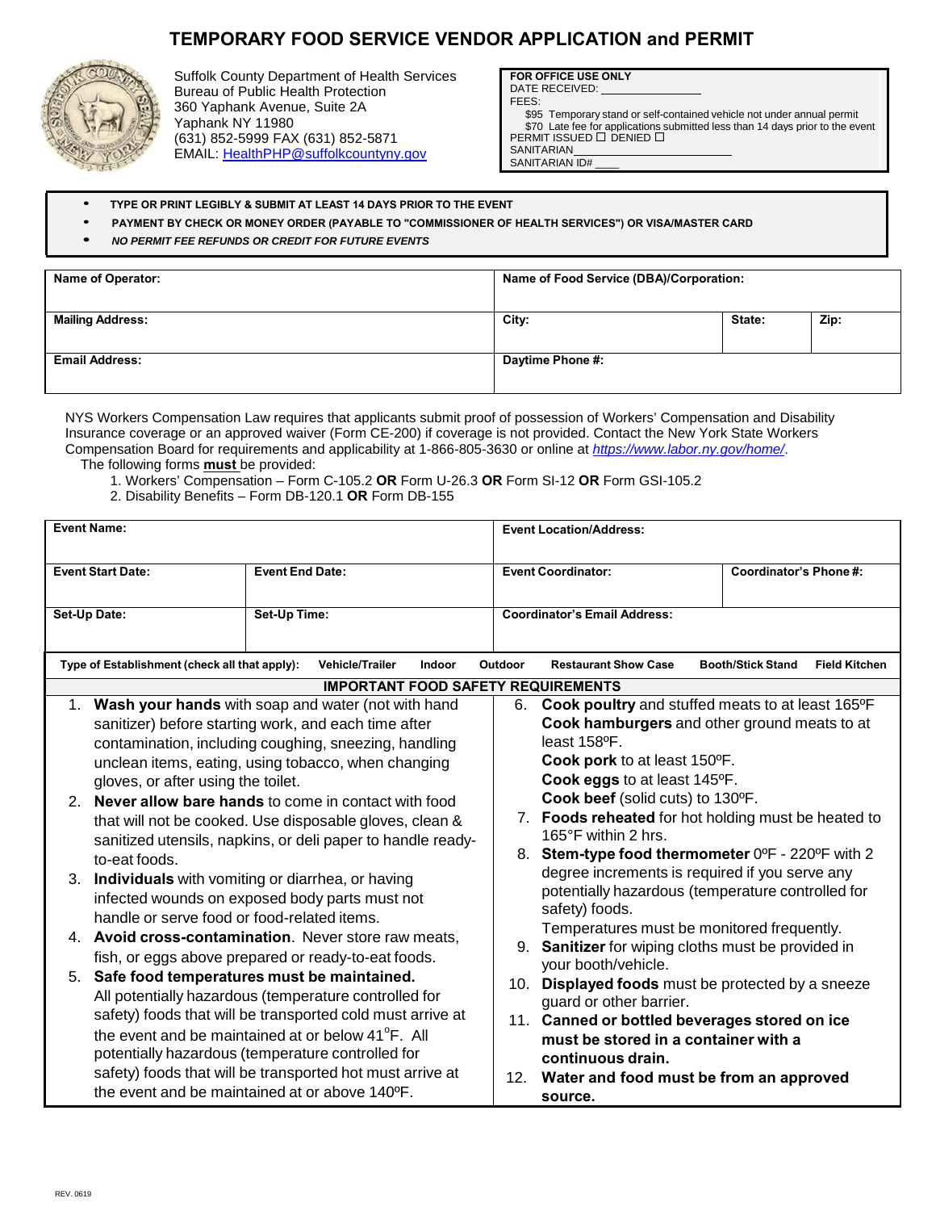# TEMPORARY FOOD SERVICE VENDOR APPLICATION and PERMIT

Suffolk County Department of Health Services
Bureau of Public Health Protection
360 Yaphank Avenue, Suite 2A
Yaphank NY 11980
(631) 852-5999 FAX (631) 852-5871
EMAIL: HealthPHP@suffolkcountyny.gov

**FOR OFFICE USE ONLY**
DATE RECEIVED: ______________
FEES:
$95 Temporary stand or self-contained vehicle not under annual permit
$70 Late fee for applications submitted less than 14 days prior to the event
PERMIT ISSUED ☐ DENIED ☐
SANITARIAN ______________________
SANITARIAN ID# ____

- **TYPE OR PRINT LEGIBLY & SUBMIT AT LEAST 14 DAYS PRIOR TO THE EVENT**
- **PAYMENT BY CHECK OR MONEY ORDER (PAYABLE TO "COMMISSIONER OF HEALTH SERVICES") OR VISA/MASTER CARD**
- ***NO PERMIT FEE REFUNDS OR CREDIT FOR FUTURE EVENTS***

| **Name of Operator:** | **Name of Food Service (DBA)/Corporation:** | | |
|---|---|---|---|
| **Mailing Address:** | **City:** | **State:** | **Zip:** |
| **Email Address:** | **Daytime Phone #:** | | |

NYS Workers Compensation Law requires that applicants submit proof of possession of Workers' Compensation and Disability Insurance coverage or an approved waiver (Form CE-200) if coverage is not provided. Contact the New York State Workers Compensation Board for requirements and applicability at 1-866-805-3630 or online at *https://www.labor.ny.gov/home/*.

The following forms **must** be provided:

1. Workers' Compensation – Form C-105.2 **OR** Form U-26.3 **OR** Form SI-12 **OR** Form GSI-105.2
2. Disability Benefits – Form DB-120.1 **OR** Form DB-155

| **Event Name:** | | **Event Location/Address:** | |
|---|---|---|---|
| **Event Start Date:** | **Event End Date:** | **Event Coordinator:** | **Coordinator's Phone #:** |
| **Set-Up Date:** | **Set-Up Time:** | **Coordinator's Email Address:** | |

**Type of Establishment (check all that apply):** Vehicle/Trailer Indoor Outdoor Restaurant Show Case Booth/Stick Stand Field Kitchen

## IMPORTANT FOOD SAFETY REQUIREMENTS

1. **Wash your hands** with soap and water (not with hand sanitizer) before starting work, and each time after contamination, including coughing, sneezing, handling unclean items, eating, using tobacco, when changing gloves, or after using the toilet.
2. **Never allow bare hands** to come in contact with food that will not be cooked. Use disposable gloves, clean & sanitized utensils, napkins, or deli paper to handle ready-to-eat foods.
3. **Individuals** with vomiting or diarrhea, or having infected wounds on exposed body parts must not handle or serve food or food-related items.
4. **Avoid cross-contamination**. Never store raw meats, fish, or eggs above prepared or ready-to-eat foods.
5. **Safe food temperatures must be maintained.** All potentially hazardous (temperature controlled for safety) foods that will be transported cold must arrive at the event and be maintained at or below 41°F. All potentially hazardous (temperature controlled for safety) foods that will be transported hot must arrive at the event and be maintained at or above 140ºF.
6. **Cook poultry** and stuffed meats to at least 165ºF
   **Cook hamburgers** and other ground meats to at least 158ºF.
   **Cook pork** to at least 150ºF.
   **Cook eggs** to at least 145ºF.
   **Cook beef** (solid cuts) to 130ºF.
7. **Foods reheated** for hot holding must be heated to 165°F within 2 hrs.
8. **Stem-type food thermometer** 0ºF - 220ºF with 2 degree increments is required if you serve any potentially hazardous (temperature controlled for safety) foods.
   Temperatures must be monitored frequently.
9. **Sanitizer** for wiping cloths must be provided in your booth/vehicle.
10. **Displayed foods** must be protected by a sneeze guard or other barrier.
11. **Canned or bottled beverages stored on ice must be stored in a container with a continuous drain.**
12. **Water and food must be from an approved source.**

REV. 0619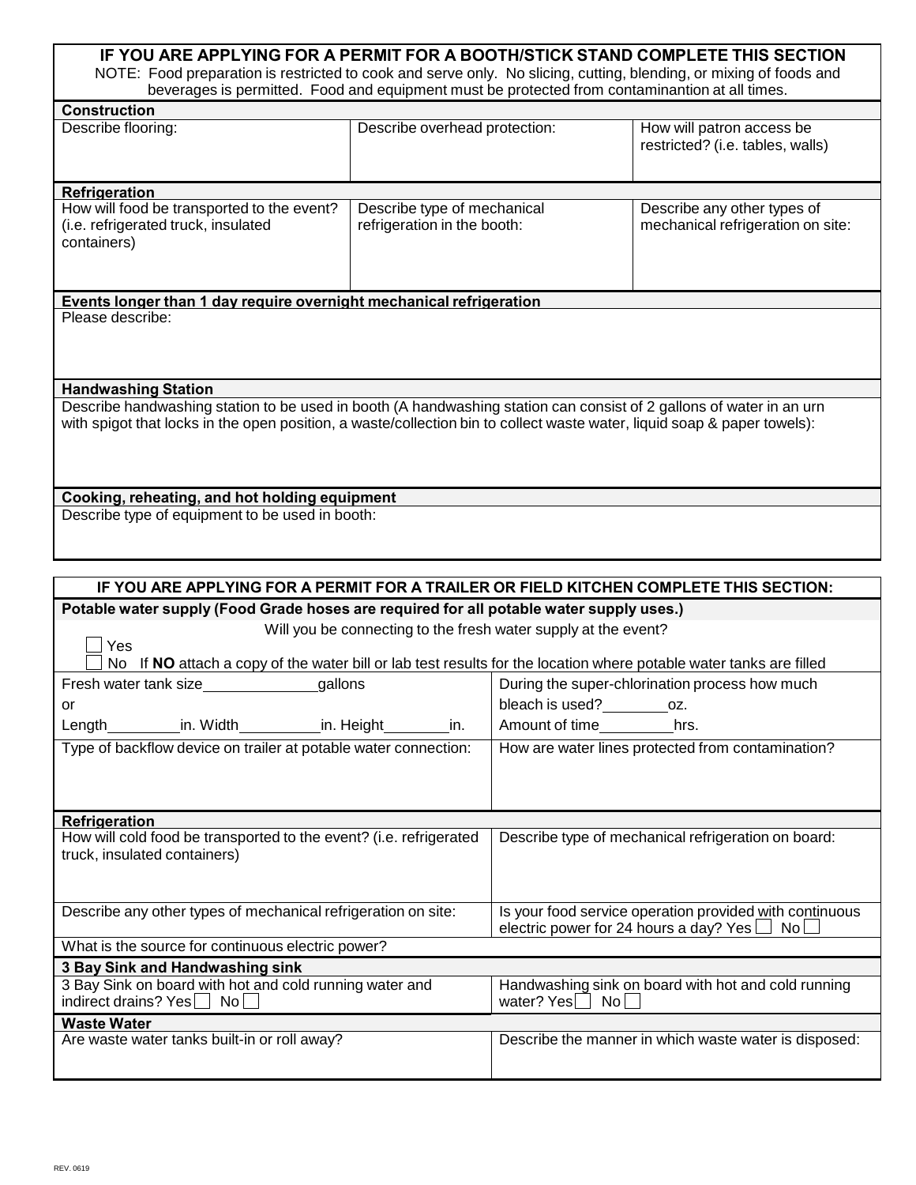## IF YOU ARE APPLYING FOR A PERMIT FOR A BOOTH/STICK STAND COMPLETE THIS SECTION

NOTE: Food preparation is restricted to cook and serve only. No slicing, cutting, blending, or mixing of foods and beverages is permitted. Food and equipment must be protected from contaminantion at all times.

**Construction**

| Describe flooring: | Describe overhead protection: | How will patron access be restricted? (i.e. tables, walls) |
|---|---|---|
| | | |

**Refrigeration**

| How will food be transported to the event? (i.e. refrigerated truck, insulated containers) | Describe type of mechanical refrigeration in the booth: | Describe any other types of mechanical refrigeration on site: |
|---|---|---|
| | | |

**Events longer than 1 day require overnight mechanical refrigeration**

Please describe:

**Handwashing Station**

Describe handwashing station to be used in booth (A handwashing station can consist of 2 gallons of water in an urn with spigot that locks in the open position, a waste/collection bin to collect waste water, liquid soap & paper towels):

**Cooking, reheating, and hot holding equipment**

Describe type of equipment to be used in booth:

## IF YOU ARE APPLYING FOR A PERMIT FOR A TRAILER OR FIELD KITCHEN COMPLETE THIS SECTION:

**Potable water supply (Food Grade hoses are required for all potable water supply uses.)**

Will you be connecting to the fresh water supply at the event?

☐ Yes

☐ No If **NO** attach a copy of the water bill or lab test results for the location where potable water tanks are filled

| Fresh water tank size\_\_\_\_\_\_\_\_\_\_gallons or Length\_\_\_\_\_\_\_in. Width\_\_\_\_\_\_\_in. Height\_\_\_\_\_\_\_in. | During the super-chlorination process how much bleach is used?\_\_\_\_\_\_\_oz. Amount of time\_\_\_\_\_\_\_hrs. |
|---|---|
| Type of backflow device on trailer at potable water connection: | How are water lines protected from contamination? |

**Refrigeration**

| How will cold food be transported to the event? (i.e. refrigerated truck, insulated containers) | Describe type of mechanical refrigeration on board: |
|---|---|
| Describe any other types of mechanical refrigeration on site: | Is your food service operation provided with continuous electric power for 24 hours a day? Yes ☐ No ☐ |
| What is the source for continuous electric power? | |

**3 Bay Sink and Handwashing sink**

| 3 Bay Sink on board with hot and cold running water and indirect drains? Yes ☐ No ☐ | Handwashing sink on board with hot and cold running water? Yes ☐ No ☐ |
|---|---|

**Waste Water**

| Are waste water tanks built-in or roll away? | Describe the manner in which waste water is disposed: |
|---|---|
| | |

REV. 0619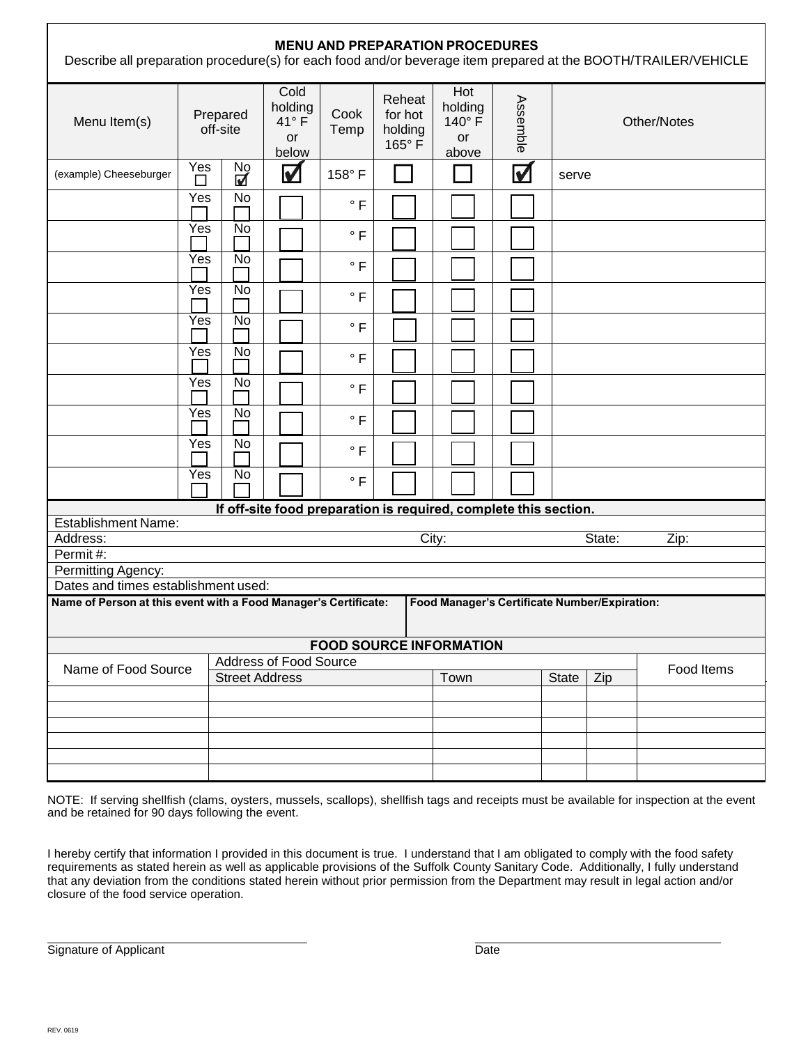## MENU AND PREPARATION PROCEDURES

Describe all preparation procedure(s) for each food and/or beverage item prepared at the BOOTH/TRAILER/VEHICLE

| Menu Item(s) | Prepared off-site | | Cold holding 41° F or below | Cook Temp | Reheat for hot holding 165° F | Hot holding 140° F or above | Assemble | Other/Notes |
|---|---|---|---|---|---|---|---|---|
| (example) Cheeseburger | Yes ☐ | No ☑ | ☑ | 158° F | ☐ | ☐ | ☑ | serve |
| | Yes ☐ | No ☐ | ☐ | ° F | ☐ | ☐ | ☐ | |
| | Yes ☐ | No ☐ | ☐ | ° F | ☐ | ☐ | ☐ | |
| | Yes ☐ | No ☐ | ☐ | ° F | ☐ | ☐ | ☐ | |
| | Yes ☐ | No ☐ | ☐ | ° F | ☐ | ☐ | ☐ | |
| | Yes ☐ | No ☐ | ☐ | ° F | ☐ | ☐ | ☐ | |
| | Yes ☐ | No ☐ | ☐ | ° F | ☐ | ☐ | ☐ | |
| | Yes ☐ | No ☐ | ☐ | ° F | ☐ | ☐ | ☐ | |
| | Yes ☐ | No ☐ | ☐ | ° F | ☐ | ☐ | ☐ | |
| | Yes ☐ | No ☐ | ☐ | ° F | ☐ | ☐ | ☐ | |
| | Yes ☐ | No ☐ | ☐ | ° F | ☐ | ☐ | ☐ | |

**If off-site food preparation is required, complete this section.**

Establishment Name:

Address: City: State: Zip:

Permit #:

Permitting Agency:

Dates and times establishment used:

| **Name of Person at this event with a Food Manager's Certificate:** | **Food Manager's Certificate Number/Expiration:** |
|---|---|
| | |

**FOOD SOURCE INFORMATION**

| Name of Food Source | Address of Food Source – Street Address | Town | State | Zip | Food Items |
|---|---|---|---|---|---|
| | | | | | |
| | | | | | |
| | | | | | |
| | | | | | |
| | | | | | |
| | | | | | |

NOTE: If serving shellfish (clams, oysters, mussels, scallops), shellfish tags and receipts must be available for inspection at the event and be retained for 90 days following the event.

I hereby certify that information I provided in this document is true. I understand that I am obligated to comply with the food safety requirements as stated herein as well as applicable provisions of the Suffolk County Sanitary Code. Additionally, I fully understand that any deviation from the conditions stated herein without prior permission from the Department may result in legal action and/or closure of the food service operation.

Signature of Applicant ______________________  Date ______________________

REV. 0619